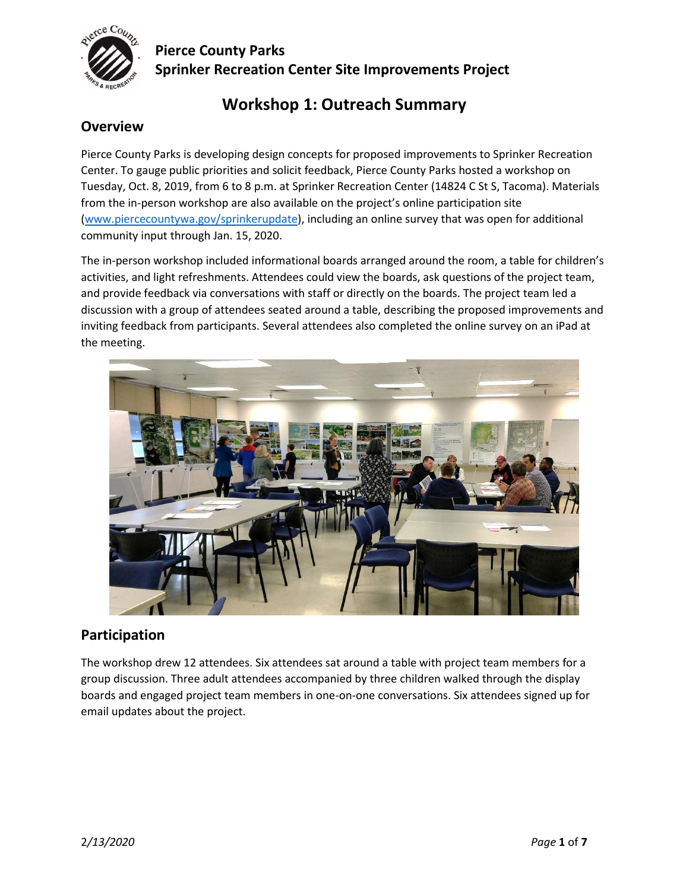# Pierce County Parks
## Sprinker Recreation Center Site Improvements Project

# Workshop 1: Outreach Summary

## Overview

Pierce County Parks is developing design concepts for proposed improvements to Sprinker Recreation Center. To gauge public priorities and solicit feedback, Pierce County Parks hosted a workshop on Tuesday, Oct. 8, 2019, from 6 to 8 p.m. at Sprinker Recreation Center (14824 C St S, Tacoma). Materials from the in-person workshop are also available on the project's online participation site (www.piercecountywa.gov/sprinkerupdate), including an online survey that was open for additional community input through Jan. 15, 2020.

The in-person workshop included informational boards arranged around the room, a table for children's activities, and light refreshments. Attendees could view the boards, ask questions of the project team, and provide feedback via conversations with staff or directly on the boards. The project team led a discussion with a group of attendees seated around a table, describing the proposed improvements and inviting feedback from participants. Several attendees also completed the online survey on an iPad at the meeting.

## Participation

The workshop drew 12 attendees. Six attendees sat around a table with project team members for a group discussion. Three adult attendees accompanied by three children walked through the display boards and engaged project team members in one-on-one conversations. Six attendees signed up for email updates about the project.

*2/13/2020*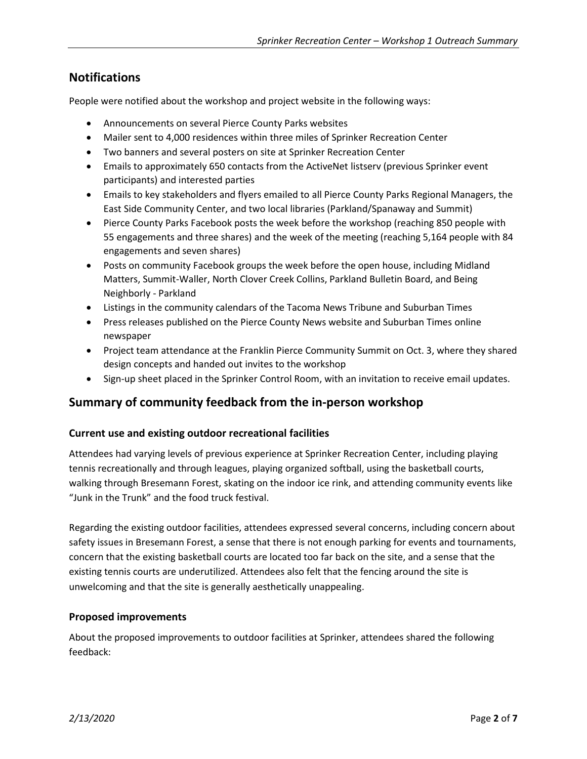## Notifications

People were notified about the workshop and project website in the following ways:

- Announcements on several Pierce County Parks websites
- Mailer sent to 4,000 residences within three miles of Sprinker Recreation Center
- Two banners and several posters on site at Sprinker Recreation Center
- Emails to approximately 650 contacts from the ActiveNet listserv (previous Sprinker event participants) and interested parties
- Emails to key stakeholders and flyers emailed to all Pierce County Parks Regional Managers, the East Side Community Center, and two local libraries (Parkland/Spanaway and Summit)
- Pierce County Parks Facebook posts the week before the workshop (reaching 850 people with 55 engagements and three shares) and the week of the meeting (reaching 5,164 people with 84 engagements and seven shares)
- Posts on community Facebook groups the week before the open house, including Midland Matters, Summit-Waller, North Clover Creek Collins, Parkland Bulletin Board, and Being Neighborly - Parkland
- Listings in the community calendars of the Tacoma News Tribune and Suburban Times
- Press releases published on the Pierce County News website and Suburban Times online newspaper
- Project team attendance at the Franklin Pierce Community Summit on Oct. 3, where they shared design concepts and handed out invites to the workshop
- Sign-up sheet placed in the Sprinker Control Room, with an invitation to receive email updates.

## Summary of community feedback from the in-person workshop

### Current use and existing outdoor recreational facilities

Attendees had varying levels of previous experience at Sprinker Recreation Center, including playing tennis recreationally and through leagues, playing organized softball, using the basketball courts, walking through Bresemann Forest, skating on the indoor ice rink, and attending community events like "Junk in the Trunk" and the food truck festival.

Regarding the existing outdoor facilities, attendees expressed several concerns, including concern about safety issues in Bresemann Forest, a sense that there is not enough parking for events and tournaments, concern that the existing basketball courts are located too far back on the site, and a sense that the existing tennis courts are underutilized. Attendees also felt that the fencing around the site is unwelcoming and that the site is generally aesthetically unappealing.

### Proposed improvements

About the proposed improvements to outdoor facilities at Sprinker, attendees shared the following feedback: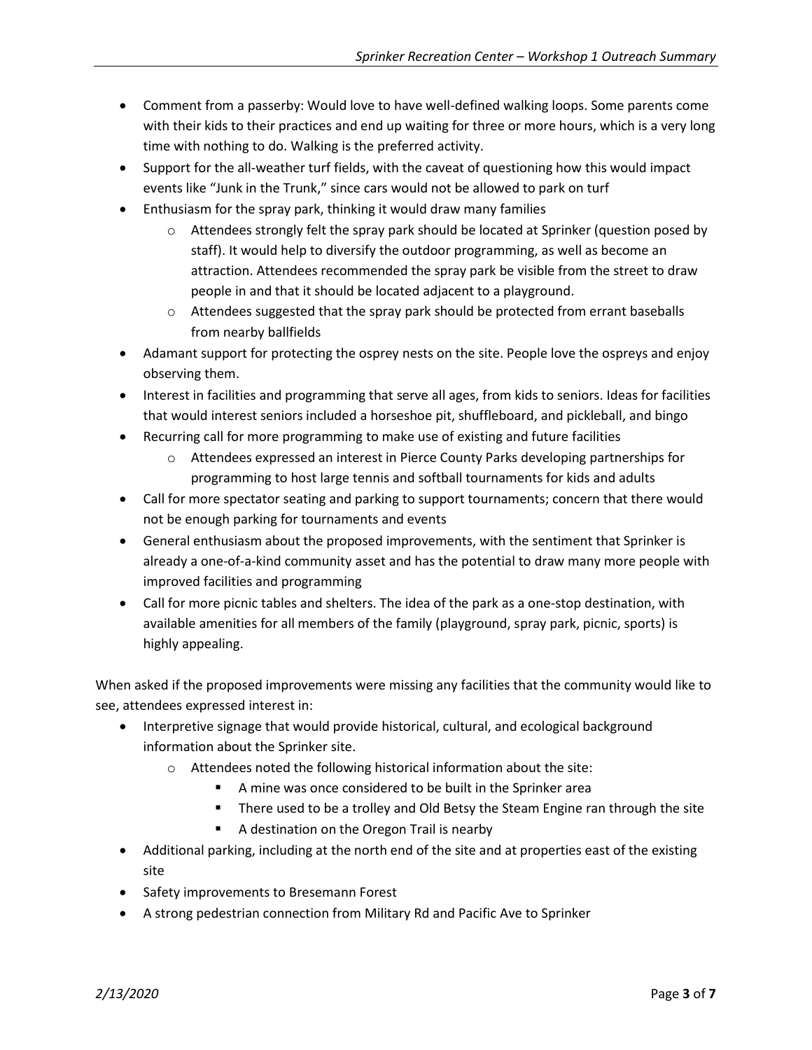- Comment from a passerby: Would love to have well-defined walking loops. Some parents come with their kids to their practices and end up waiting for three or more hours, which is a very long time with nothing to do. Walking is the preferred activity.
- Support for the all-weather turf fields, with the caveat of questioning how this would impact events like "Junk in the Trunk," since cars would not be allowed to park on turf
- Enthusiasm for the spray park, thinking it would draw many families
    - Attendees strongly felt the spray park should be located at Sprinker (question posed by staff). It would help to diversify the outdoor programming, as well as become an attraction. Attendees recommended the spray park be visible from the street to draw people in and that it should be located adjacent to a playground.
    - Attendees suggested that the spray park should be protected from errant baseballs from nearby ballfields
- Adamant support for protecting the osprey nests on the site. People love the ospreys and enjoy observing them.
- Interest in facilities and programming that serve all ages, from kids to seniors. Ideas for facilities that would interest seniors included a horseshoe pit, shuffleboard, and pickleball, and bingo
- Recurring call for more programming to make use of existing and future facilities
    - Attendees expressed an interest in Pierce County Parks developing partnerships for programming to host large tennis and softball tournaments for kids and adults
- Call for more spectator seating and parking to support tournaments; concern that there would not be enough parking for tournaments and events
- General enthusiasm about the proposed improvements, with the sentiment that Sprinker is already a one-of-a-kind community asset and has the potential to draw many more people with improved facilities and programming
- Call for more picnic tables and shelters. The idea of the park as a one-stop destination, with available amenities for all members of the family (playground, spray park, picnic, sports) is highly appealing.

When asked if the proposed improvements were missing any facilities that the community would like to see, attendees expressed interest in:

- Interpretive signage that would provide historical, cultural, and ecological background information about the Sprinker site.
    - Attendees noted the following historical information about the site:
        - A mine was once considered to be built in the Sprinker area
        - There used to be a trolley and Old Betsy the Steam Engine ran through the site
        - A destination on the Oregon Trail is nearby
- Additional parking, including at the north end of the site and at properties east of the existing site
- Safety improvements to Bresemann Forest
- A strong pedestrian connection from Military Rd and Pacific Ave to Sprinker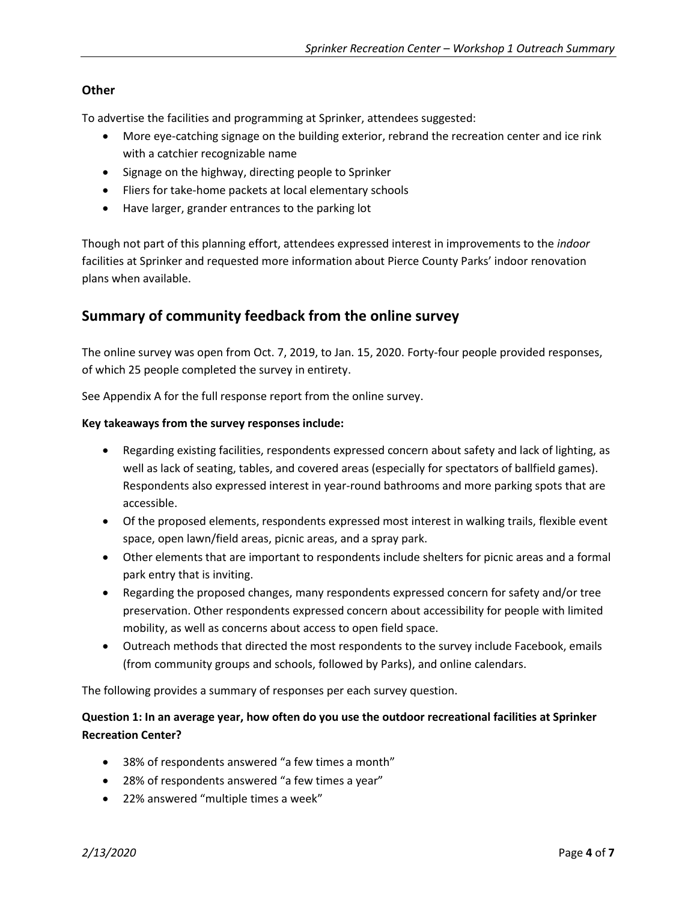### Other

To advertise the facilities and programming at Sprinker, attendees suggested:

- More eye-catching signage on the building exterior, rebrand the recreation center and ice rink with a catchier recognizable name
- Signage on the highway, directing people to Sprinker
- Fliers for take-home packets at local elementary schools
- Have larger, grander entrances to the parking lot

Though not part of this planning effort, attendees expressed interest in improvements to the *indoor* facilities at Sprinker and requested more information about Pierce County Parks' indoor renovation plans when available.

## Summary of community feedback from the online survey

The online survey was open from Oct. 7, 2019, to Jan. 15, 2020. Forty-four people provided responses, of which 25 people completed the survey in entirety.

See Appendix A for the full response report from the online survey.

**Key takeaways from the survey responses include:**

- Regarding existing facilities, respondents expressed concern about safety and lack of lighting, as well as lack of seating, tables, and covered areas (especially for spectators of ballfield games). Respondents also expressed interest in year-round bathrooms and more parking spots that are accessible.
- Of the proposed elements, respondents expressed most interest in walking trails, flexible event space, open lawn/field areas, picnic areas, and a spray park.
- Other elements that are important to respondents include shelters for picnic areas and a formal park entry that is inviting.
- Regarding the proposed changes, many respondents expressed concern for safety and/or tree preservation. Other respondents expressed concern about accessibility for people with limited mobility, as well as concerns about access to open field space.
- Outreach methods that directed the most respondents to the survey include Facebook, emails (from community groups and schools, followed by Parks), and online calendars.

The following provides a summary of responses per each survey question.

**Question 1: In an average year, how often do you use the outdoor recreational facilities at Sprinker Recreation Center?**

- 38% of respondents answered "a few times a month"
- 28% of respondents answered "a few times a year"
- 22% answered "multiple times a week"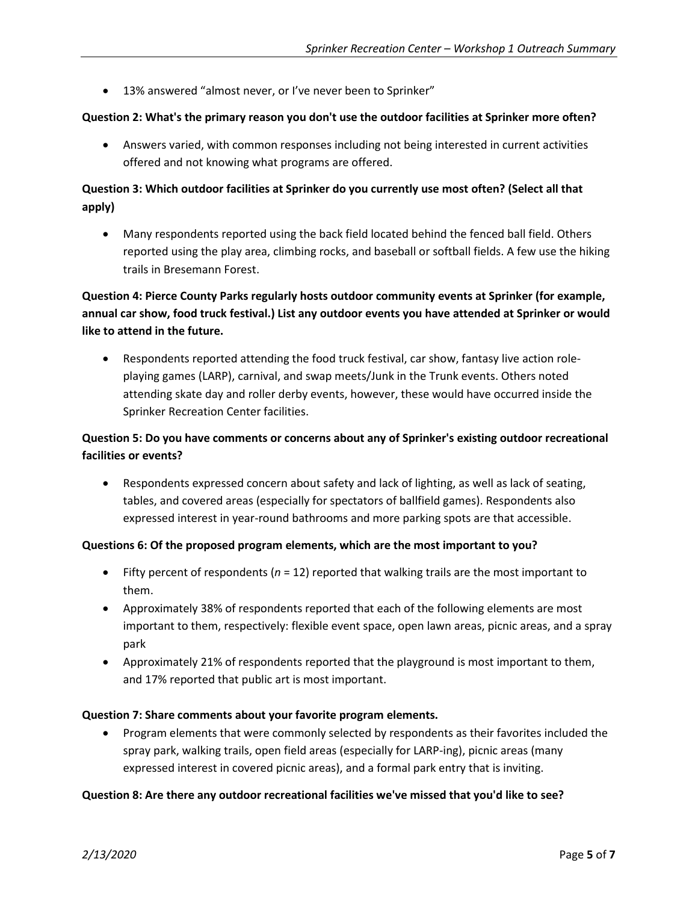- 13% answered "almost never, or I've never been to Sprinker"

**Question 2: What's the primary reason you don't use the outdoor facilities at Sprinker more often?**

- Answers varied, with common responses including not being interested in current activities offered and not knowing what programs are offered.

**Question 3: Which outdoor facilities at Sprinker do you currently use most often? (Select all that apply)**

- Many respondents reported using the back field located behind the fenced ball field. Others reported using the play area, climbing rocks, and baseball or softball fields. A few use the hiking trails in Bresemann Forest.

**Question 4: Pierce County Parks regularly hosts outdoor community events at Sprinker (for example, annual car show, food truck festival.) List any outdoor events you have attended at Sprinker or would like to attend in the future.**

- Respondents reported attending the food truck festival, car show, fantasy live action role-playing games (LARP), carnival, and swap meets/Junk in the Trunk events. Others noted attending skate day and roller derby events, however, these would have occurred inside the Sprinker Recreation Center facilities.

**Question 5: Do you have comments or concerns about any of Sprinker's existing outdoor recreational facilities or events?**

- Respondents expressed concern about safety and lack of lighting, as well as lack of seating, tables, and covered areas (especially for spectators of ballfield games). Respondents also expressed interest in year-round bathrooms and more parking spots are that accessible.

**Questions 6: Of the proposed program elements, which are the most important to you?**

- Fifty percent of respondents ($n$ = 12) reported that walking trails are the most important to them.
- Approximately 38% of respondents reported that each of the following elements are most important to them, respectively: flexible event space, open lawn areas, picnic areas, and a spray park
- Approximately 21% of respondents reported that the playground is most important to them, and 17% reported that public art is most important.

**Question 7: Share comments about your favorite program elements.**

- Program elements that were commonly selected by respondents as their favorites included the spray park, walking trails, open field areas (especially for LARP-ing), picnic areas (many expressed interest in covered picnic areas), and a formal park entry that is inviting.

**Question 8: Are there any outdoor recreational facilities we've missed that you'd like to see?**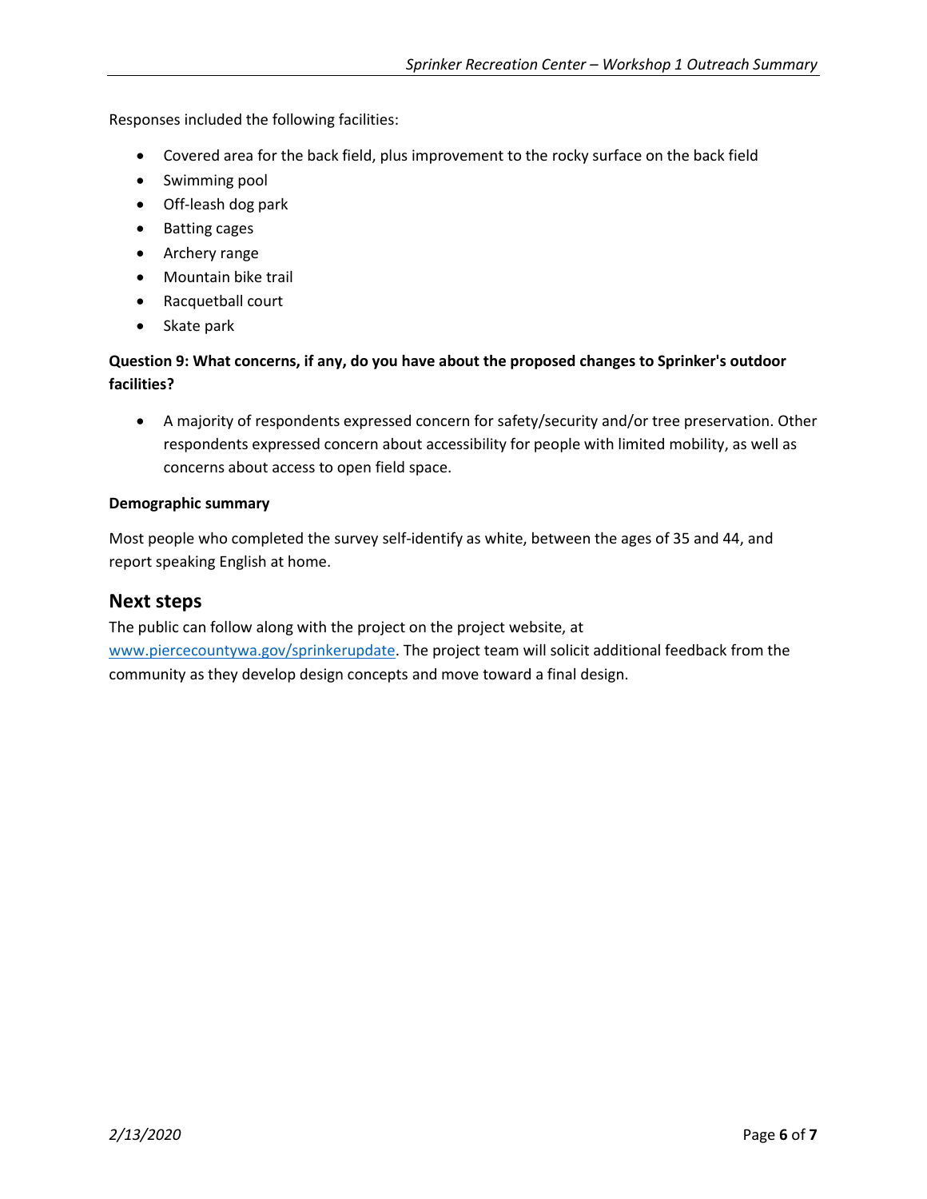Responses included the following facilities:

- Covered area for the back field, plus improvement to the rocky surface on the back field
- Swimming pool
- Off-leash dog park
- Batting cages
- Archery range
- Mountain bike trail
- Racquetball court
- Skate park

**Question 9: What concerns, if any, do you have about the proposed changes to Sprinker's outdoor facilities?**

- A majority of respondents expressed concern for safety/security and/or tree preservation. Other respondents expressed concern about accessibility for people with limited mobility, as well as concerns about access to open field space.

**Demographic summary**

Most people who completed the survey self-identify as white, between the ages of 35 and 44, and report speaking English at home.

## Next steps

The public can follow along with the project on the project website, at www.piercecountywa.gov/sprinkerupdate. The project team will solicit additional feedback from the community as they develop design concepts and move toward a final design.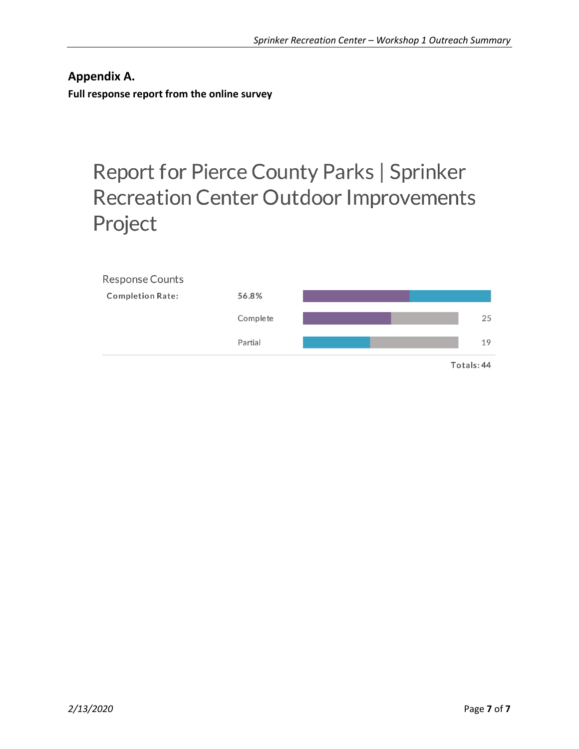## Appendix A.

**Full response report from the online survey**

# Report for Pierce County Parks | Sprinker Recreation Center Outdoor Improvements Project

### Response Counts

| | | |
|---|---|---|
| **Completion Rate:** | **56.8%** | |
| | Complete | 25 |
| | Partial | 19 |
| | | **Totals: 44** |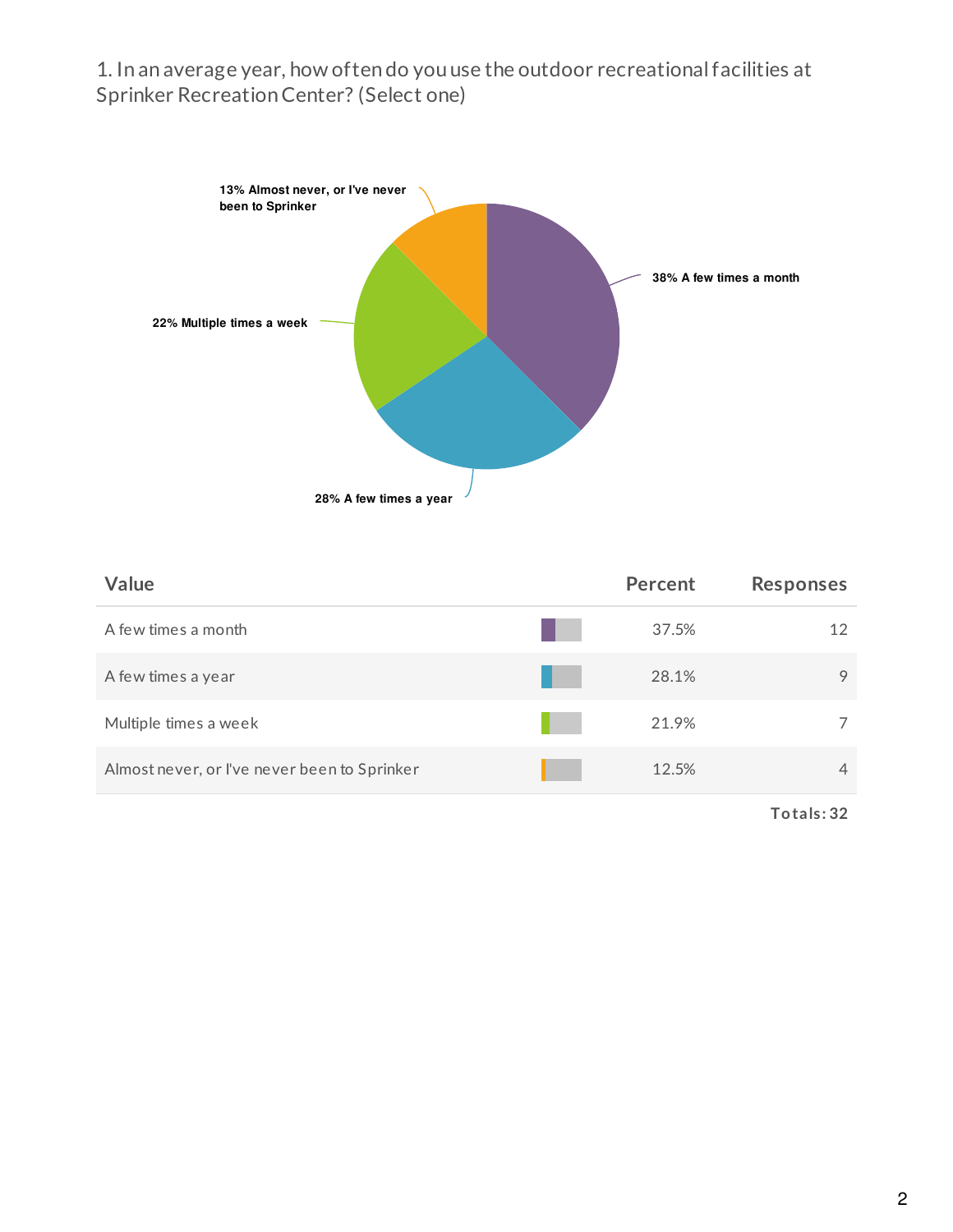1. In an average year, how often do you use the outdoor recreational facilities at Sprinker Recreation Center? (Select one)

| Value | Percent | Responses |
| --- | --- | --- |
| A few times a month | 37.5% | 12 |
| A few times a year | 28.1% | 9 |
| Multiple times a week | 21.9% | 7 |
| Almost never, or I've never been to Sprinker | 12.5% | 4 |
| | | Totals: 32 |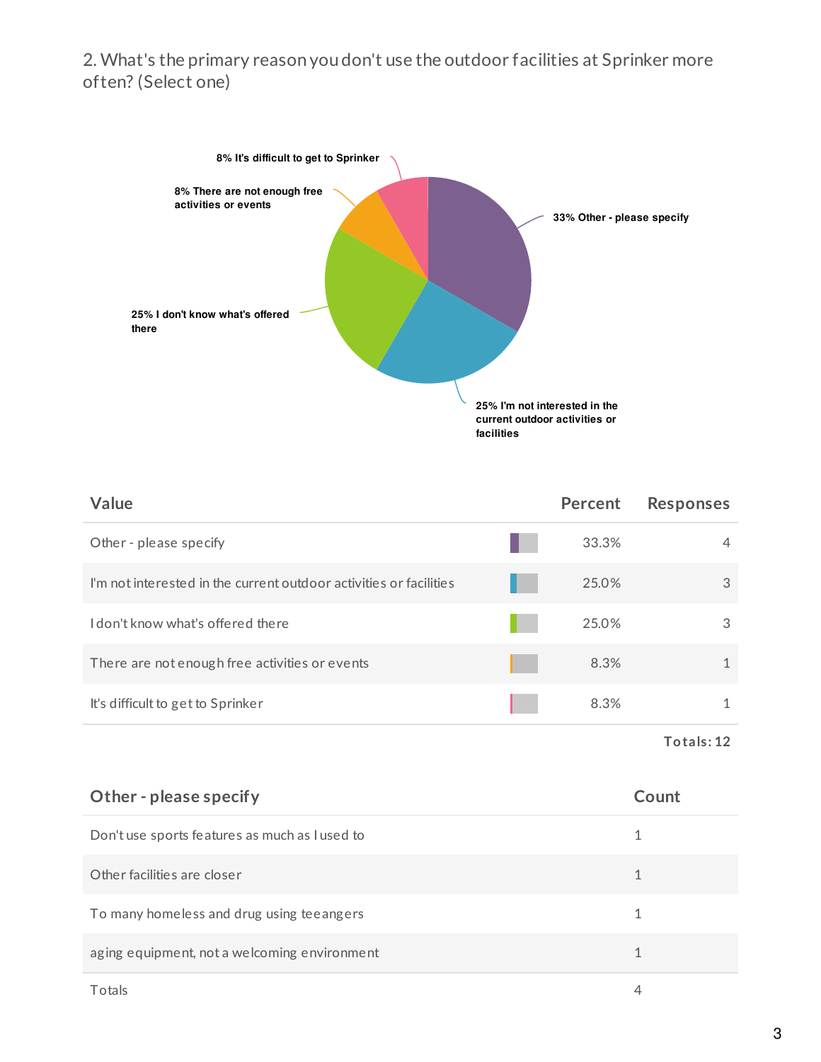2. What's the primary reason you don't use the outdoor facilities at Sprinker more often? (Select one)

8% It's difficult to get to Sprinker

8% There are not enough free activities or events

33% Other - please specify

25% I don't know what's offered there

25% I'm not interested in the current outdoor activities or facilities

| Value | Percent | Responses |
| --- | --- | --- |
| Other - please specify | 33.3% | 4 |
| I'm not interested in the current outdoor activities or facilities | 25.0% | 3 |
| I don't know what's offered there | 25.0% | 3 |
| There are not enough free activities or events | 8.3% | 1 |
| It's difficult to get to Sprinker | 8.3% | 1 |
| | | Totals: 12 |

| Other - please specify | Count |
| --- | --- |
| Don't use sports features as much as I used to | 1 |
| Other facilities are closer | 1 |
| To many homeless and drug using teeangers | 1 |
| aging equipment, not a welcoming environment | 1 |
| Totals | 4 |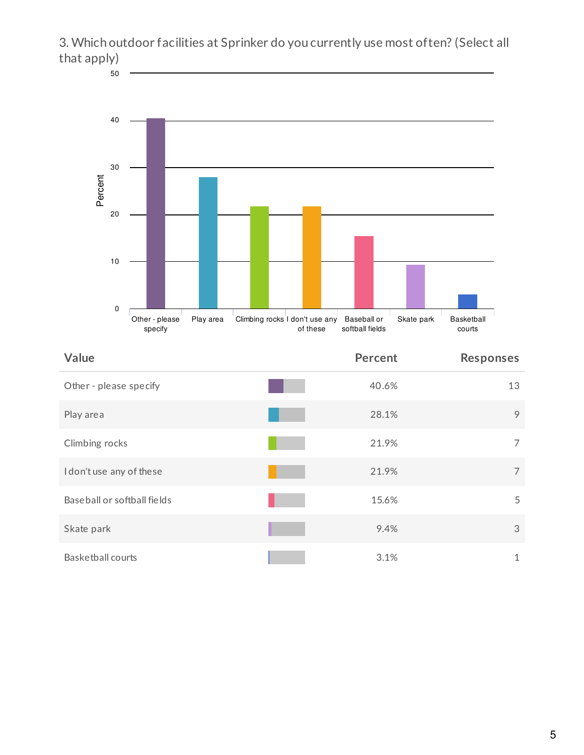3. Which outdoor facilities at Sprinker do you currently use most often? (Select all that apply)

| Value | Percent | Responses |
| --- | --- | --- |
| Other - please specify | 40.6% | 13 |
| Play area | 28.1% | 9 |
| Climbing rocks | 21.9% | 7 |
| I don't use any of these | 21.9% | 7 |
| Baseball or softball fields | 15.6% | 5 |
| Skate park | 9.4% | 3 |
| Basketball courts | 3.1% | 1 |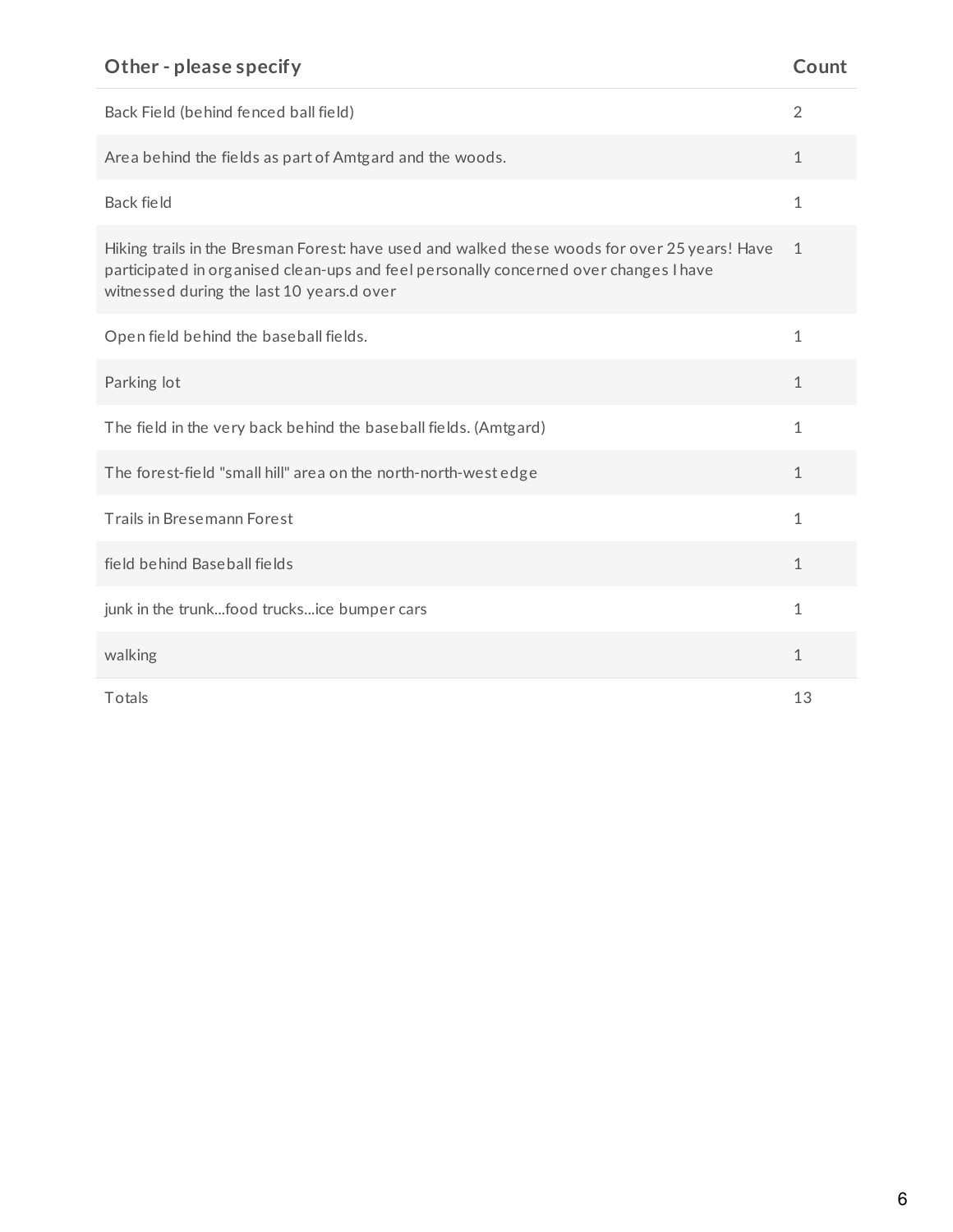| Other - please specify | Count |
| --- | --- |
| Back Field (behind fenced ball field) | 2 |
| Area behind the fields as part of Amtgard and the woods. | 1 |
| Back field | 1 |
| Hiking trails in the Bresman Forest: have used and walked these woods for over 25 years! Have participated in organised clean-ups and feel personally concerned over changes I have witnessed during the last 10 years.d over | 1 |
| Open field behind the baseball fields. | 1 |
| Parking lot | 1 |
| The field in the very back behind the baseball fields. (Amtgard) | 1 |
| The forest-field "small hill" area on the north-north-west edge | 1 |
| Trails in Bresemann Forest | 1 |
| field behind Baseball fields | 1 |
| junk in the trunk...food trucks...ice bumper cars | 1 |
| walking | 1 |
| Totals | 13 |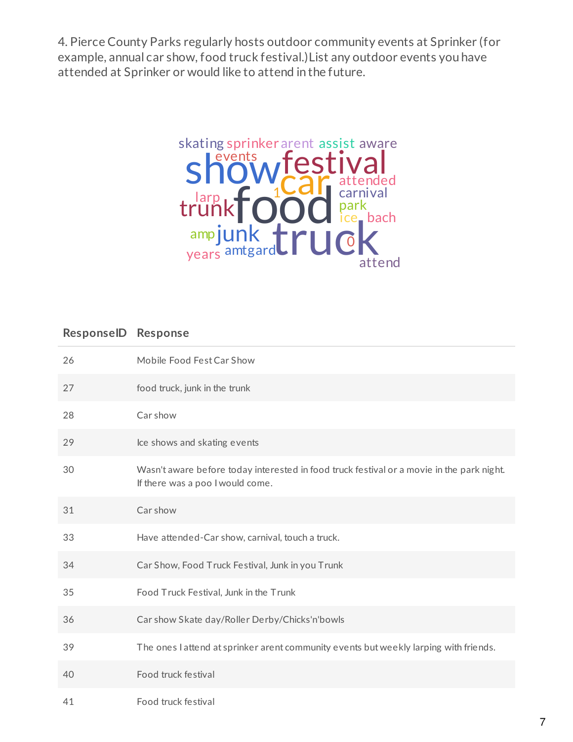4. Pierce County Parks regularly hosts outdoor community events at Sprinker (for example, annual car show, food truck festival.) List any outdoor events you have attended at Sprinker or would like to attend in the future.

| ResponseID | Response |
|---|---|
| 26 | Mobile Food Fest Car Show |
| 27 | food truck, junk in the trunk |
| 28 | Car show |
| 29 | Ice shows and skating events |
| 30 | Wasn't aware before today interested in food truck festival or a movie in the park night. If there was a poo I would come. |
| 31 | Car show |
| 33 | Have attended-Car show, carnival, touch a truck. |
| 34 | Car Show, Food Truck Festival, Junk in you Trunk |
| 35 | Food Truck Festival, Junk in the Trunk |
| 36 | Car show Skate day/Roller Derby/Chicks'n'bowls |
| 39 | The ones I attend at sprinker arent community events but weekly larping with friends. |
| 40 | Food truck festival |
| 41 | Food truck festival |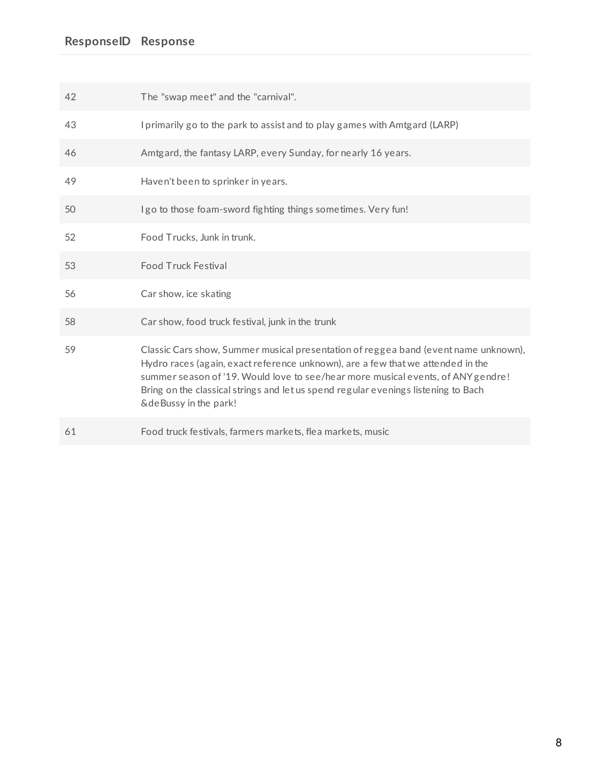| ResponseID | Response |
| --- | --- |
| 42 | The "swap meet" and the "carnival". |
| 43 | I primarily go to the park to assist and to play games with Amtgard (LARP) |
| 46 | Amtgard, the fantasy LARP, every Sunday, for nearly 16 years. |
| 49 | Haven't been to sprinker in years. |
| 50 | I go to those foam-sword fighting things sometimes. Very fun! |
| 52 | Food Trucks, Junk in trunk. |
| 53 | Food Truck Festival |
| 56 | Car show, ice skating |
| 58 | Car show, food truck festival, junk in the trunk |
| 59 | Classic Cars show, Summer musical presentation of reggea band (event name unknown), Hydro races (again, exact reference unknown), are a few that we attended in the summer season of '19. Would love to see/hear more musical events, of ANY gendre! Bring on the classical strings and let us spend regular evenings listening to Bach &deBussy in the park! |
| 61 | Food truck festivals, farmers markets, flea markets, music |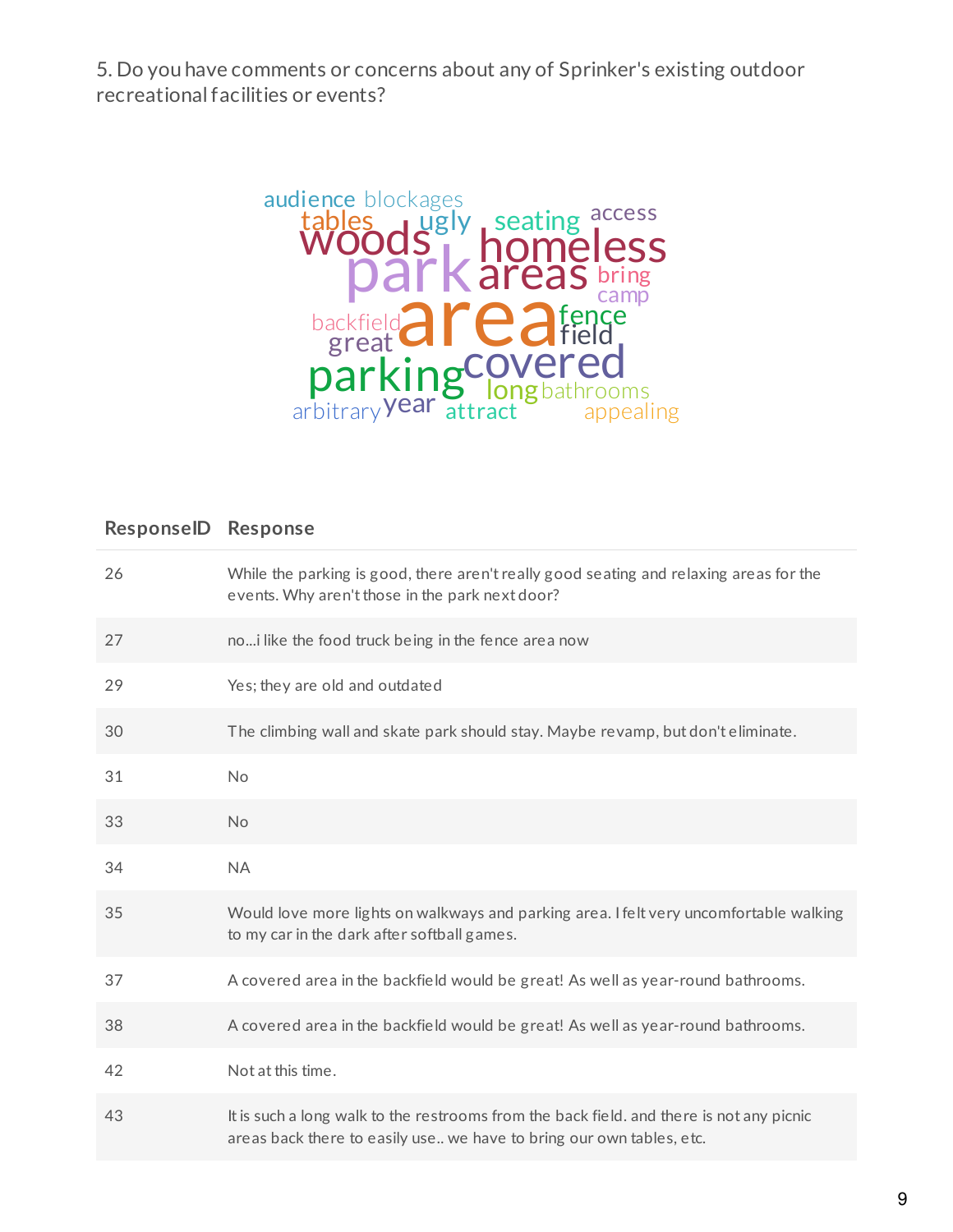5. Do you have comments or concerns about any of Sprinker's existing outdoor recreational facilities or events?

| ResponseID | Response |
| --- | --- |
| 26 | While the parking is good, there aren't really good seating and relaxing areas for the events. Why aren't those in the park next door? |
| 27 | no...i like the food truck being in the fence area now |
| 29 | Yes; they are old and outdated |
| 30 | The climbing wall and skate park should stay. Maybe revamp, but don't eliminate. |
| 31 | No |
| 33 | No |
| 34 | NA |
| 35 | Would love more lights on walkways and parking area. I felt very uncomfortable walking to my car in the dark after softball games. |
| 37 | A covered area in the backfield would be great! As well as year-round bathrooms. |
| 38 | A covered area in the backfield would be great! As well as year-round bathrooms. |
| 42 | Not at this time. |
| 43 | It is such a long walk to the restrooms from the back field. and there is not any picnic areas back there to easily use.. we have to bring our own tables, etc. |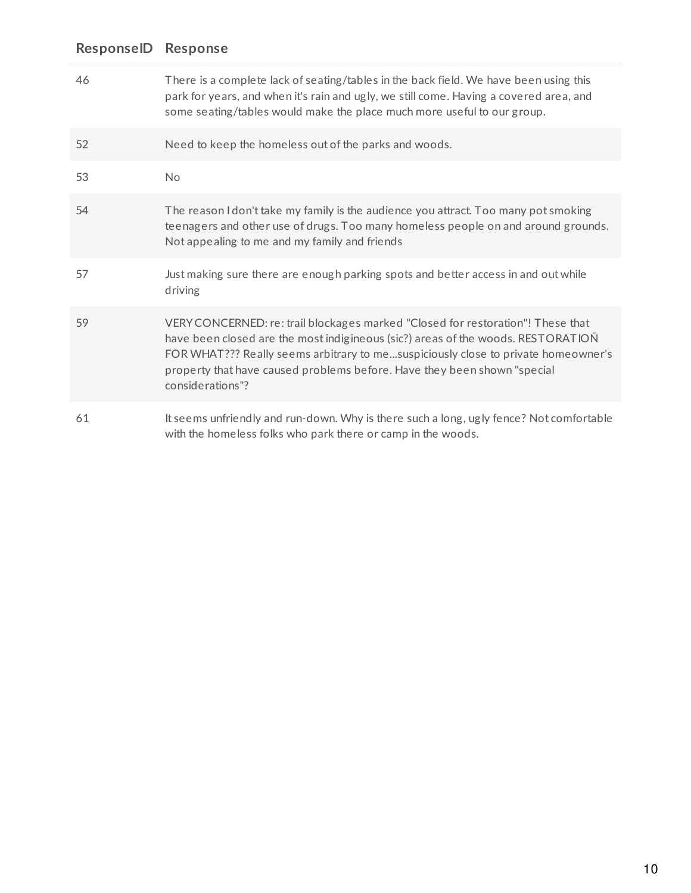| ResponseID | Response |
| --- | --- |
| 46 | There is a complete lack of seating/tables in the back field. We have been using this park for years, and when it's rain and ugly, we still come. Having a covered area, and some seating/tables would make the place much more useful to our group. |
| 52 | Need to keep the homeless out of the parks and woods. |
| 53 | No |
| 54 | The reason I don't take my family is the audience you attract. Too many pot smoking teenagers and other use of drugs. Too many homeless people on and around grounds. Not appealing to me and my family and friends |
| 57 | Just making sure there are enough parking spots and better access in and out while driving |
| 59 | VERY CONCERNED: re: trail blockages marked "Closed for restoration"! These that have been closed are the most indigineous (sic?) areas of the woods. RESTORATIOÑ FOR WHAT??? Really seems arbitrary to me...suspiciously close to private homeowner's property that have caused problems before. Have they been shown "special considerations"? |
| 61 | It seems unfriendly and run-down. Why is there such a long, ugly fence? Not comfortable with the homeless folks who park there or camp in the woods. |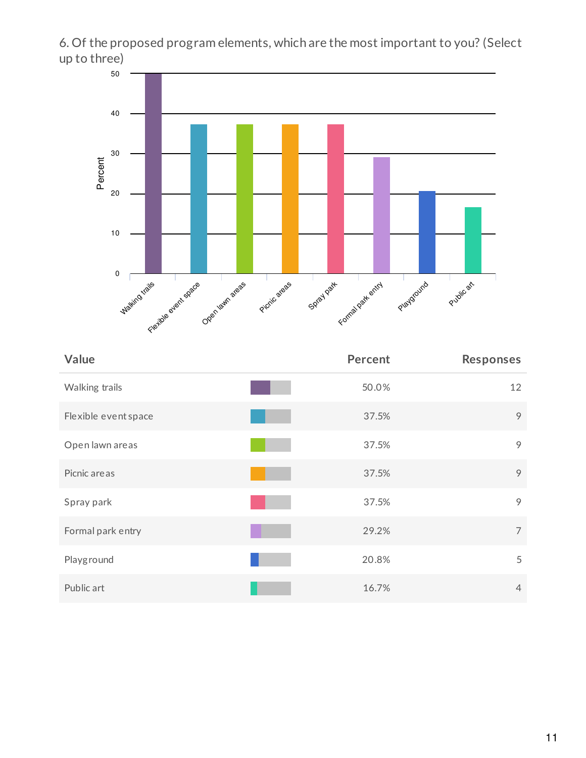6. Of the proposed program elements, which are the most important to you? (Select up to three)

| Value | Percent | Responses |
|---|---|---|
| Walking trails | 50.0% | 12 |
| Flexible event space | 37.5% | 9 |
| Open lawn areas | 37.5% | 9 |
| Picnic areas | 37.5% | 9 |
| Spray park | 37.5% | 9 |
| Formal park entry | 29.2% | 7 |
| Playground | 20.8% | 5 |
| Public art | 16.7% | 4 |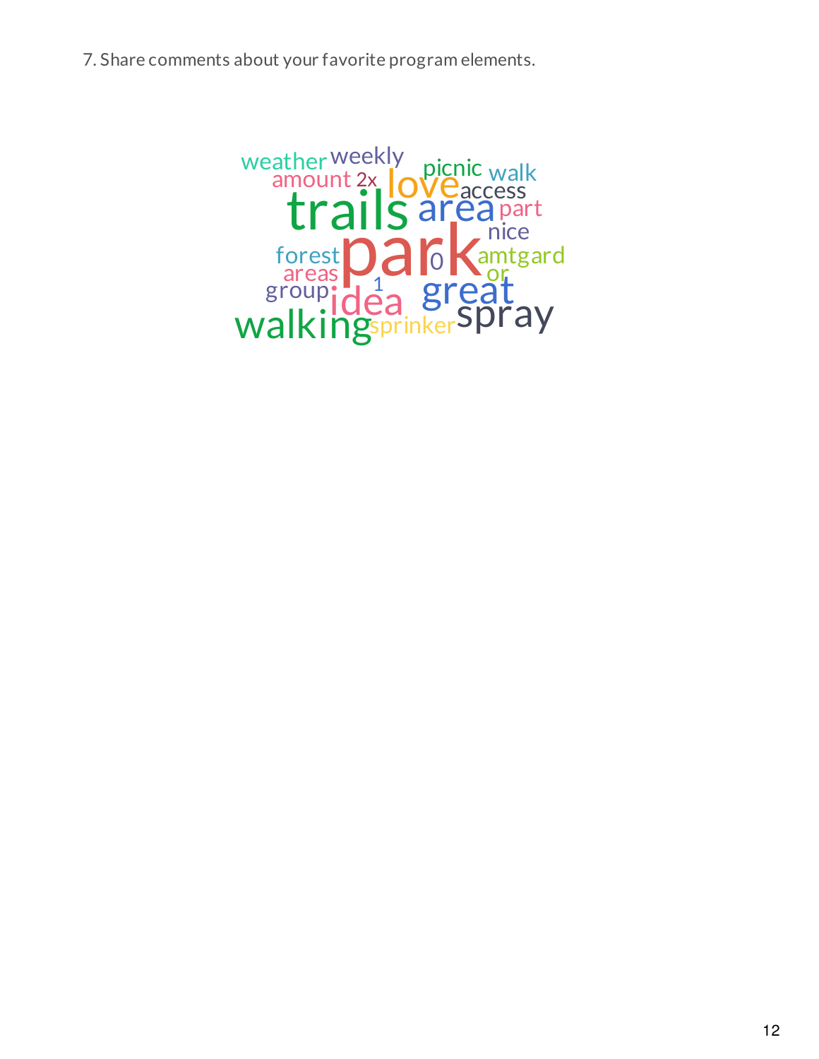7. Share comments about your favorite program elements.

weather weekly amount 2x love picnic walk access trails area part nice forest park 0 amtgard areas or group 1 idea great walking sprinkler spray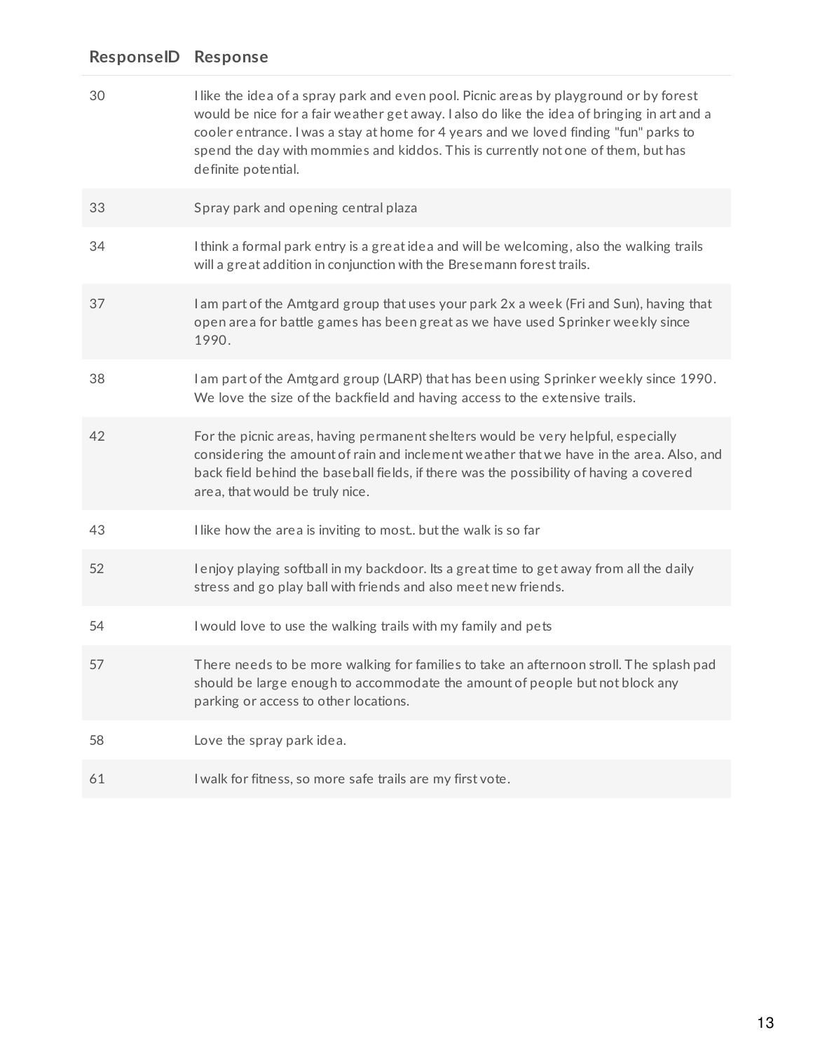| ResponseID | Response |
| --- | --- |
| 30 | I like the idea of a spray park and even pool. Picnic areas by playground or by forest would be nice for a fair weather get away. I also do like the idea of bringing in art and a cooler entrance. I was a stay at home for 4 years and we loved finding "fun" parks to spend the day with mommies and kiddos. This is currently not one of them, but has definite potential. |
| 33 | Spray park and opening central plaza |
| 34 | I think a formal park entry is a great idea and will be welcoming, also the walking trails will a great addition in conjunction with the Bresemann forest trails. |
| 37 | I am part of the Amtgard group that uses your park 2x a week (Fri and Sun), having that open area for battle games has been great as we have used Sprinker weekly since 1990. |
| 38 | I am part of the Amtgard group (LARP) that has been using Sprinker weekly since 1990. We love the size of the backfield and having access to the extensive trails. |
| 42 | For the picnic areas, having permanent shelters would be very helpful, especially considering the amount of rain and inclement weather that we have in the area. Also, and back field behind the baseball fields, if there was the possibility of having a covered area, that would be truly nice. |
| 43 | I like how the area is inviting to most.. but the walk is so far |
| 52 | I enjoy playing softball in my backdoor. Its a great time to get away from all the daily stress and go play ball with friends and also meet new friends. |
| 54 | I would love to use the walking trails with my family and pets |
| 57 | There needs to be more walking for families to take an afternoon stroll. The splash pad should be large enough to accommodate the amount of people but not block any parking or access to other locations. |
| 58 | Love the spray park idea. |
| 61 | I walk for fitness, so more safe trails are my first vote. |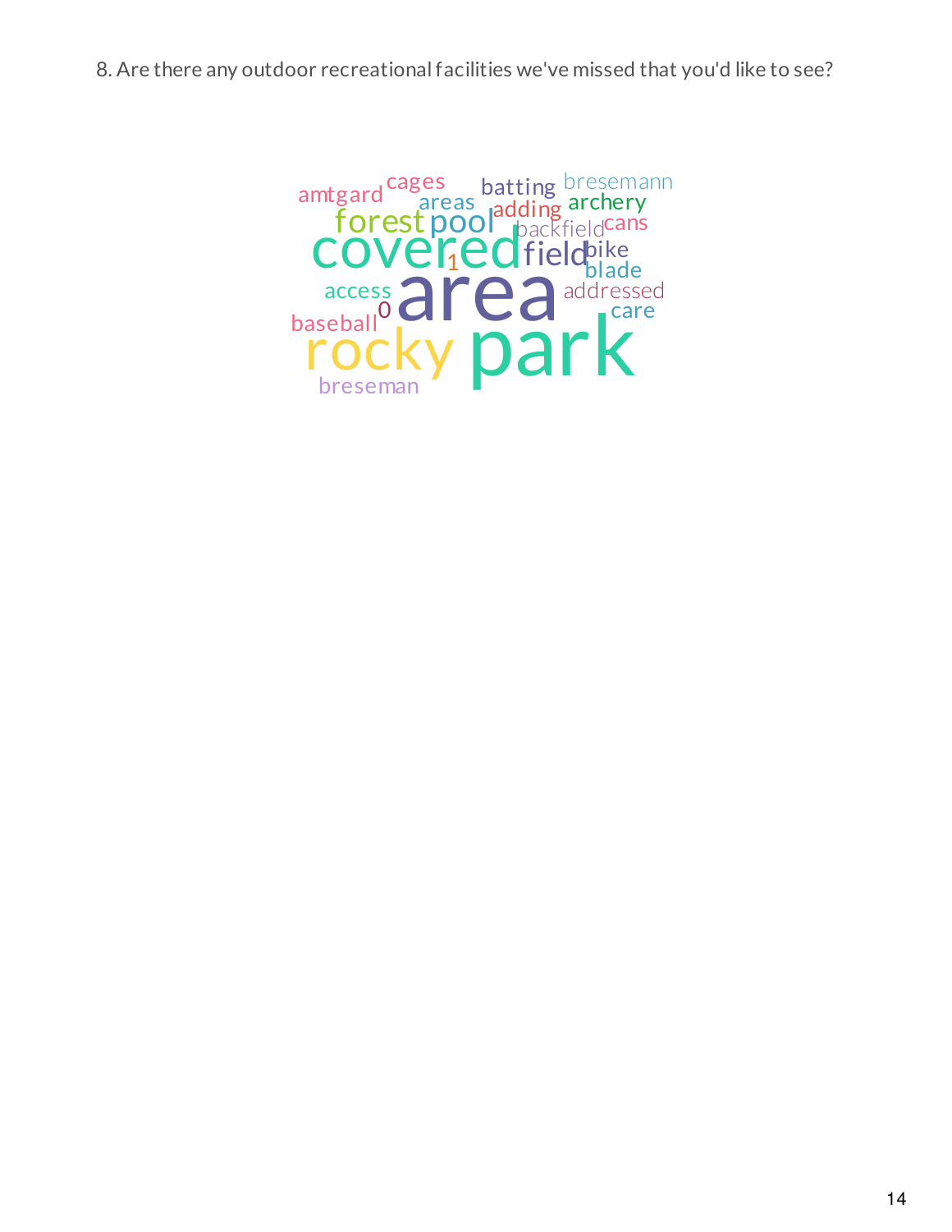8. Are there any outdoor recreational facilities we've missed that you'd like to see?

amtgard cages batting bresemann areas archery forest pool adding backfield cans covered field bike 1 blade access area addressed 0 care baseball rocky park breseman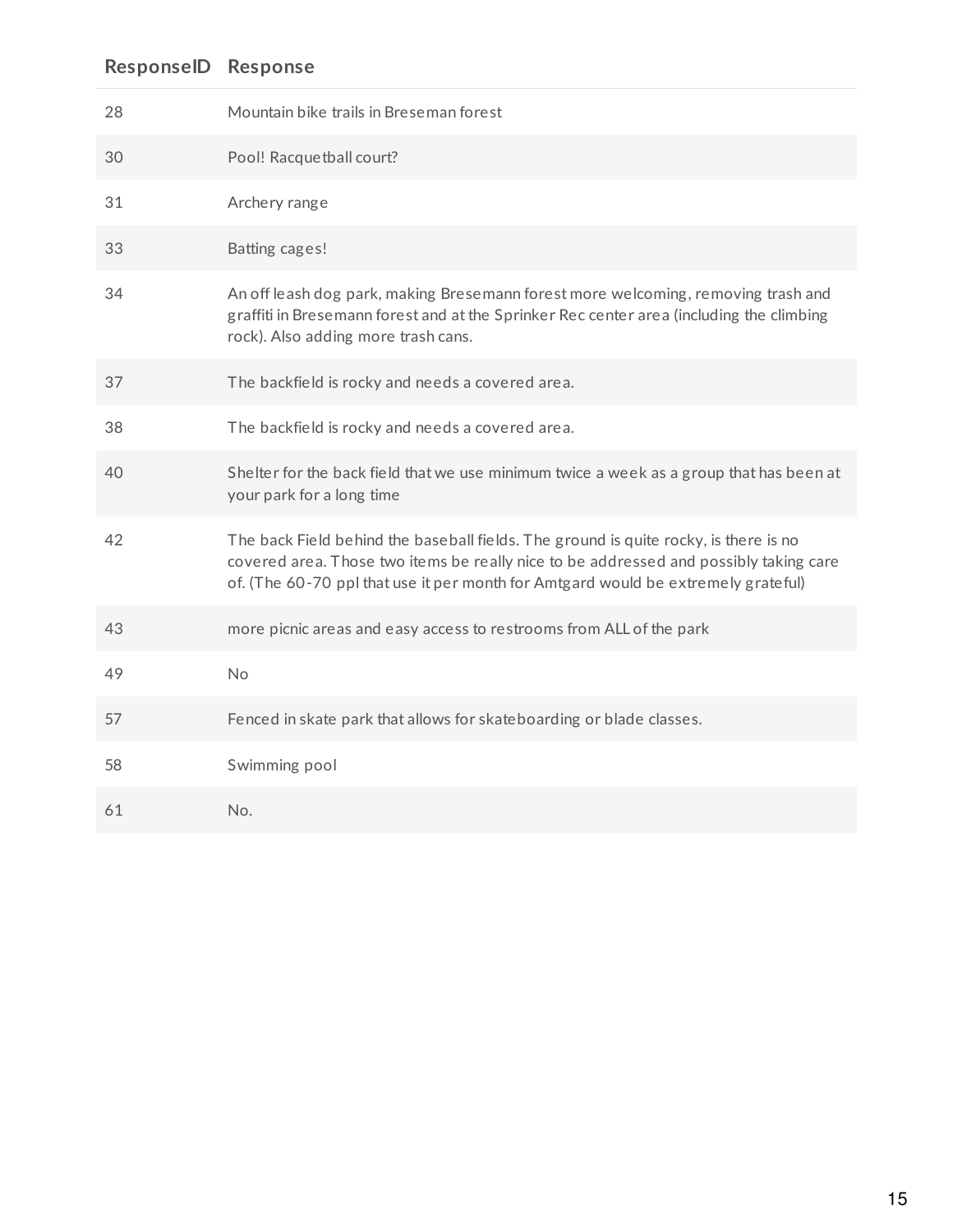| ResponseID | Response |
| --- | --- |
| 28 | Mountain bike trails in Breseman forest |
| 30 | Pool! Racquetball court? |
| 31 | Archery range |
| 33 | Batting cages! |
| 34 | An off leash dog park, making Bresemann forest more welcoming, removing trash and graffiti in Bresemann forest and at the Sprinker Rec center area (including the climbing rock). Also adding more trash cans. |
| 37 | The backfield is rocky and needs a covered area. |
| 38 | The backfield is rocky and needs a covered area. |
| 40 | Shelter for the back field that we use minimum twice a week as a group that has been at your park for a long time |
| 42 | The back Field behind the baseball fields. The ground is quite rocky, is there is no covered area. Those two items be really nice to be addressed and possibly taking care of. (The 60-70 ppl that use it per month for Amtgard would be extremely grateful) |
| 43 | more picnic areas and easy access to restrooms from ALL of the park |
| 49 | No |
| 57 | Fenced in skate park that allows for skateboarding or blade classes. |
| 58 | Swimming pool |
| 61 | No. |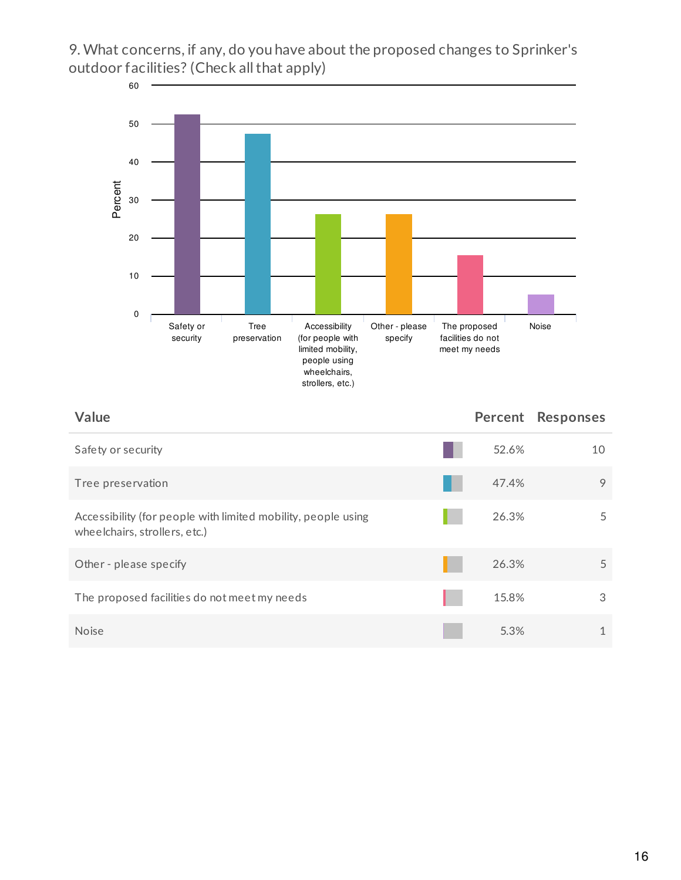9. What concerns, if any, do you have about the proposed changes to Sprinker's outdoor facilities? (Check all that apply)

| Value | Percent | Responses |
|---|---|---|
| Safety or security | 52.6% | 10 |
| Tree preservation | 47.4% | 9 |
| Accessibility (for people with limited mobility, people using wheelchairs, strollers, etc.) | 26.3% | 5 |
| Other - please specify | 26.3% | 5 |
| The proposed facilities do not meet my needs | 15.8% | 3 |
| Noise | 5.3% | 1 |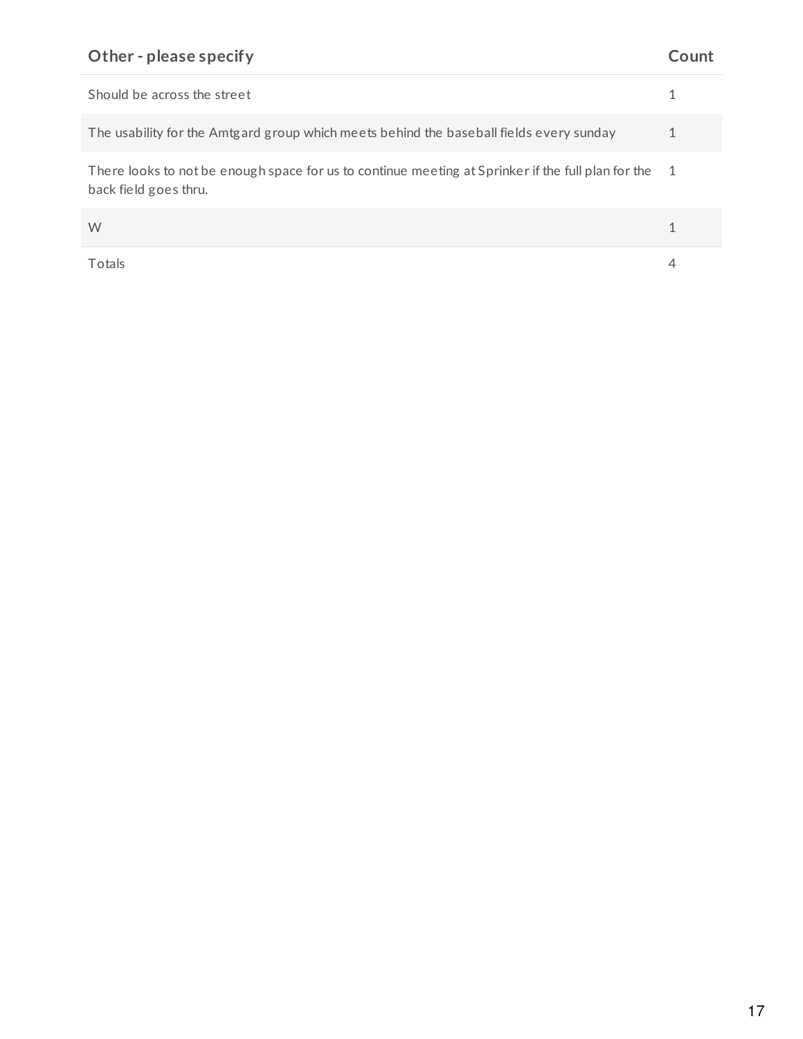| Other - please specify | Count |
| --- | --- |
| Should be across the street | 1 |
| The usability for the Amtgard group which meets behind the baseball fields every sunday | 1 |
| There looks to not be enough space for us to continue meeting at Sprinker if the full plan for the back field goes thru. | 1 |
| W | 1 |
| Totals | 4 |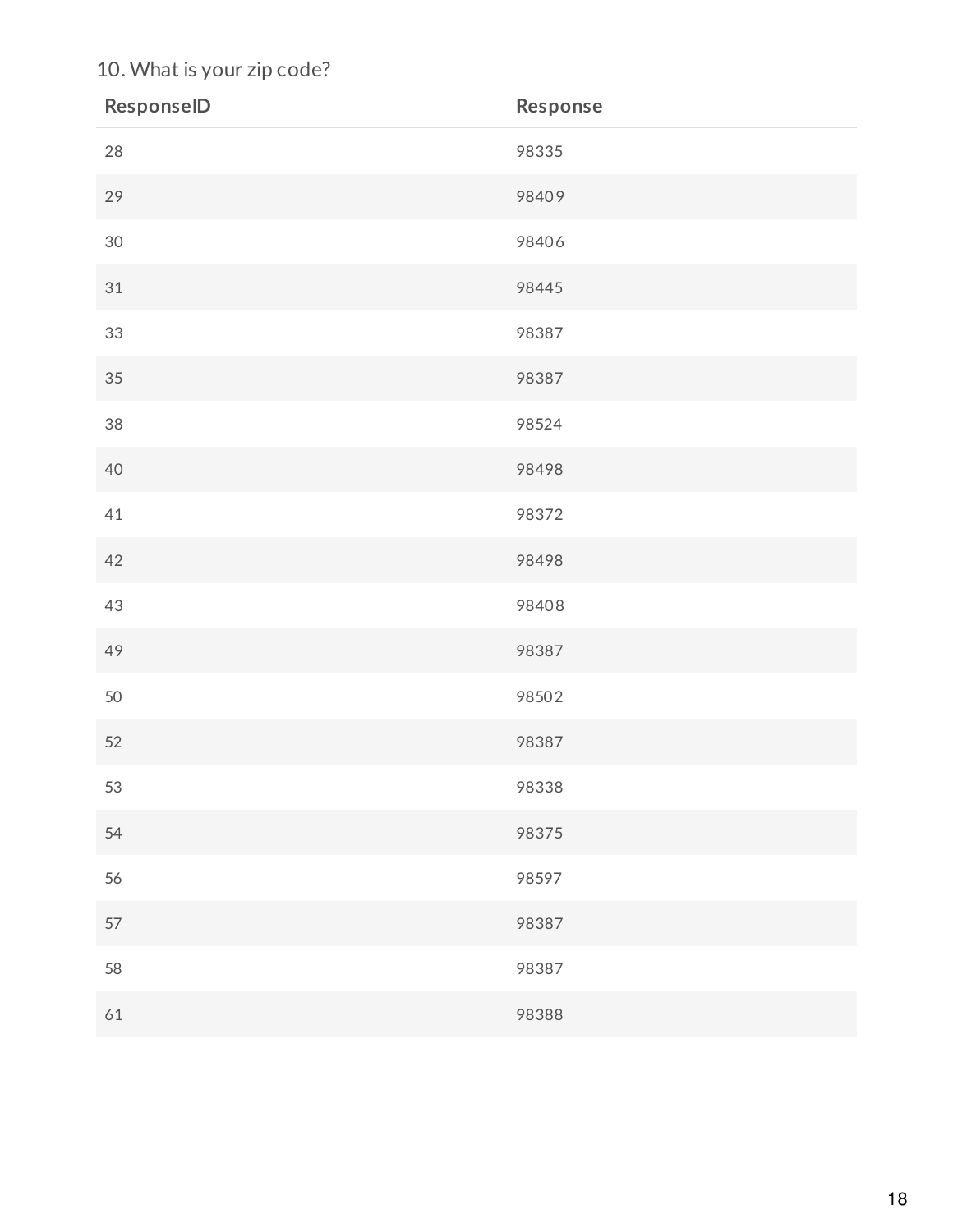10. What is your zip code?

| ResponseID | Response |
|---|---|
| 28 | 98335 |
| 29 | 98409 |
| 30 | 98406 |
| 31 | 98445 |
| 33 | 98387 |
| 35 | 98387 |
| 38 | 98524 |
| 40 | 98498 |
| 41 | 98372 |
| 42 | 98498 |
| 43 | 98408 |
| 49 | 98387 |
| 50 | 98502 |
| 52 | 98387 |
| 53 | 98338 |
| 54 | 98375 |
| 56 | 98597 |
| 57 | 98387 |
| 58 | 98387 |
| 61 | 98388 |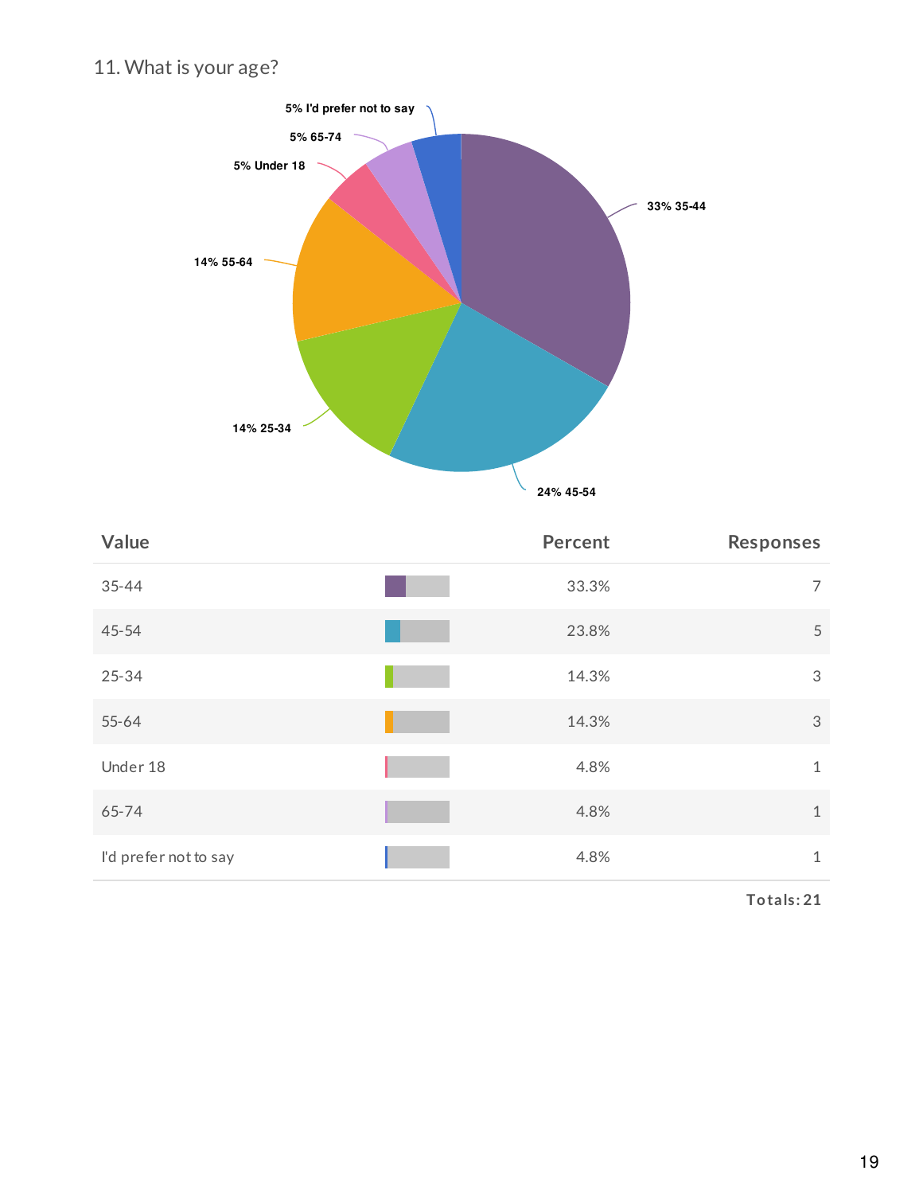## 11. What is your age?

| Value | Percent | Responses |
|---|---|---|
| 35-44 | 33.3% | 7 |
| 45-54 | 23.8% | 5 |
| 25-34 | 14.3% | 3 |
| 55-64 | 14.3% | 3 |
| Under 18 | 4.8% | 1 |
| 65-74 | 4.8% | 1 |
| I'd prefer not to say | 4.8% | 1 |

**Totals: 21**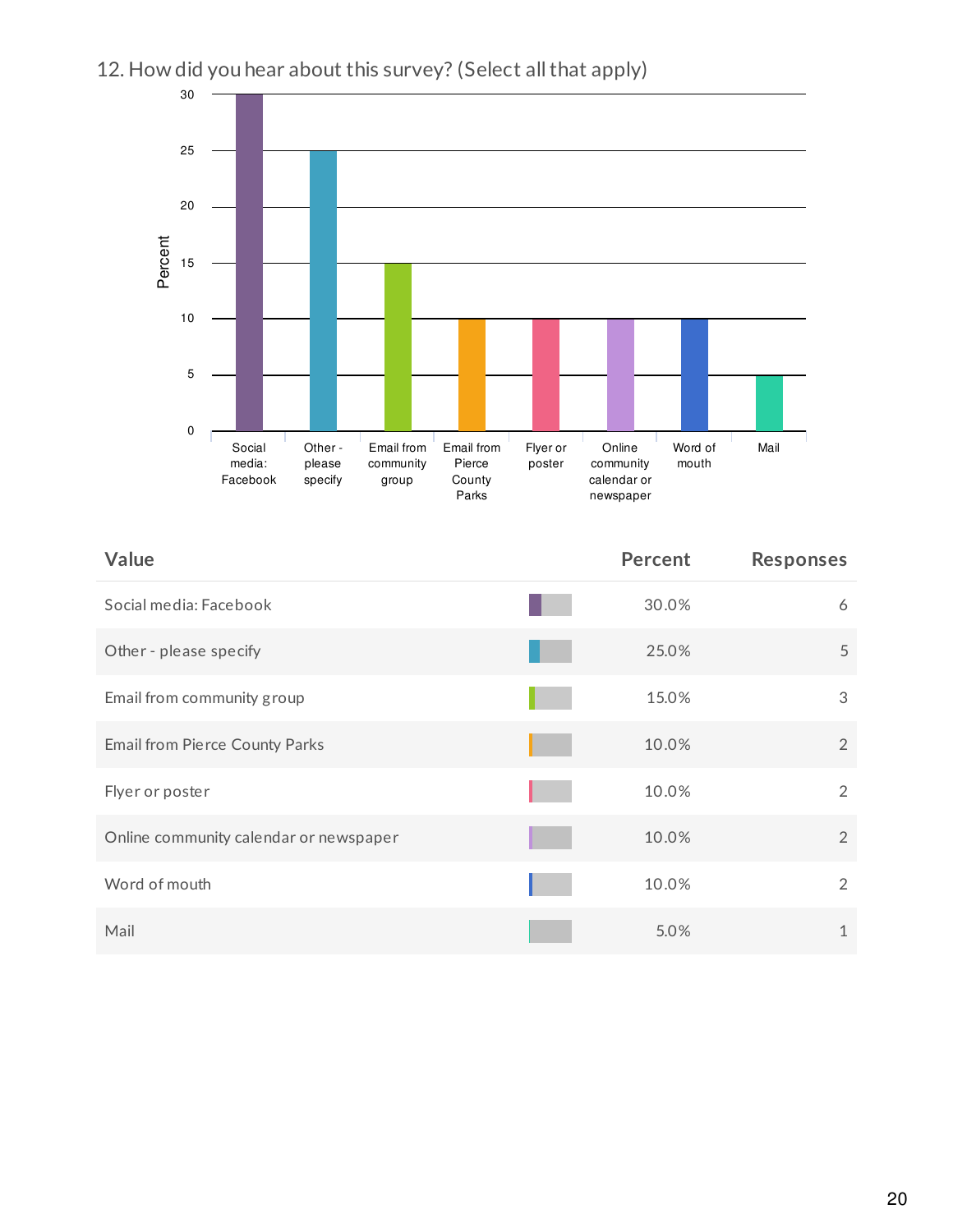12. How did you hear about this survey? (Select all that apply)

| Value | Percent | Responses |
|---|---|---|
| Social media: Facebook | 30.0% | 6 |
| Other - please specify | 25.0% | 5 |
| Email from community group | 15.0% | 3 |
| Email from Pierce County Parks | 10.0% | 2 |
| Flyer or poster | 10.0% | 2 |
| Online community calendar or newspaper | 10.0% | 2 |
| Word of mouth | 10.0% | 2 |
| Mail | 5.0% | 1 |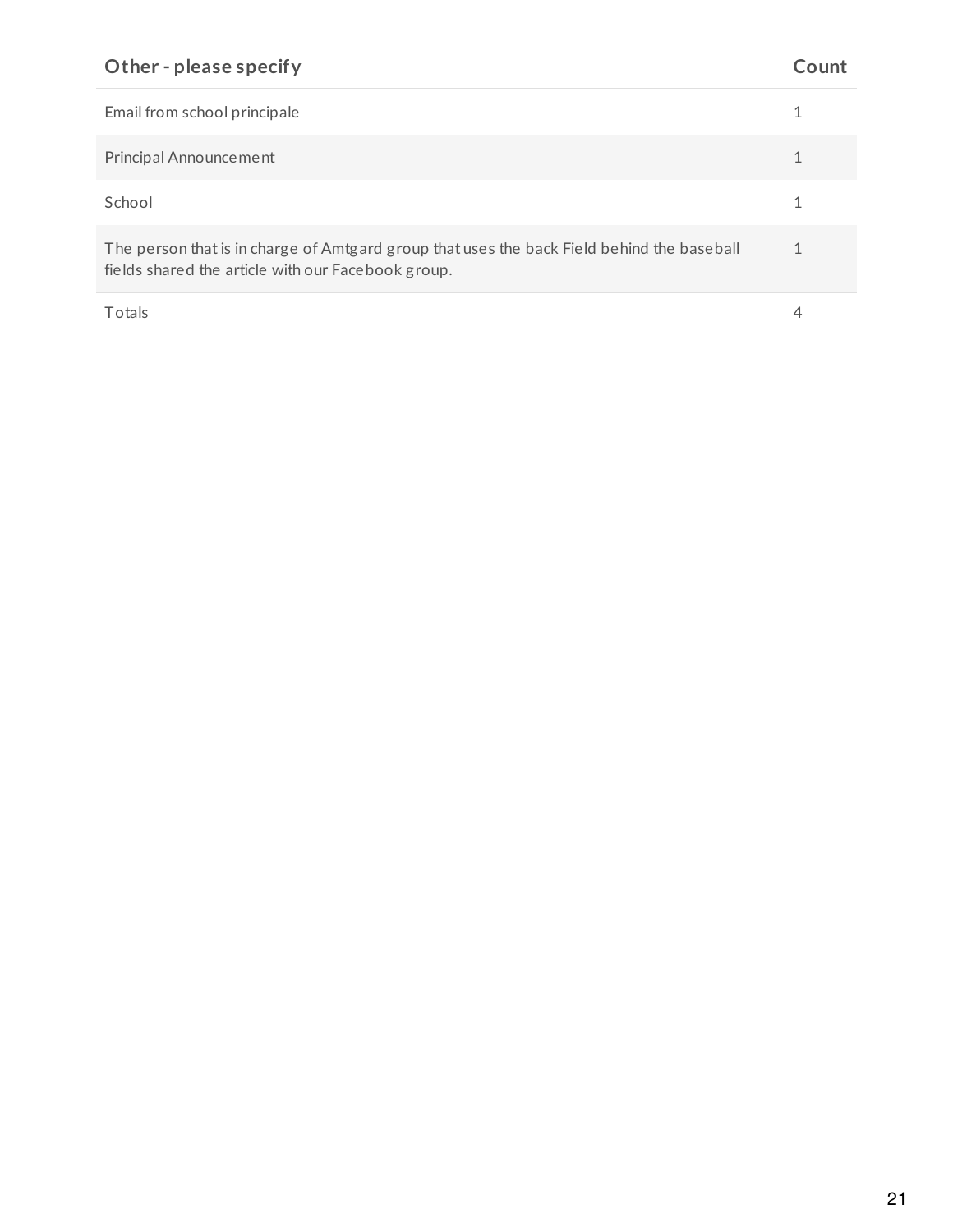| Other - please specify | Count |
| --- | --- |
| Email from school principale | 1 |
| Principal Announcement | 1 |
| School | 1 |
| The person that is in charge of Amtgard group that uses the back Field behind the baseball fields shared the article with our Facebook group. | 1 |
| Totals | 4 |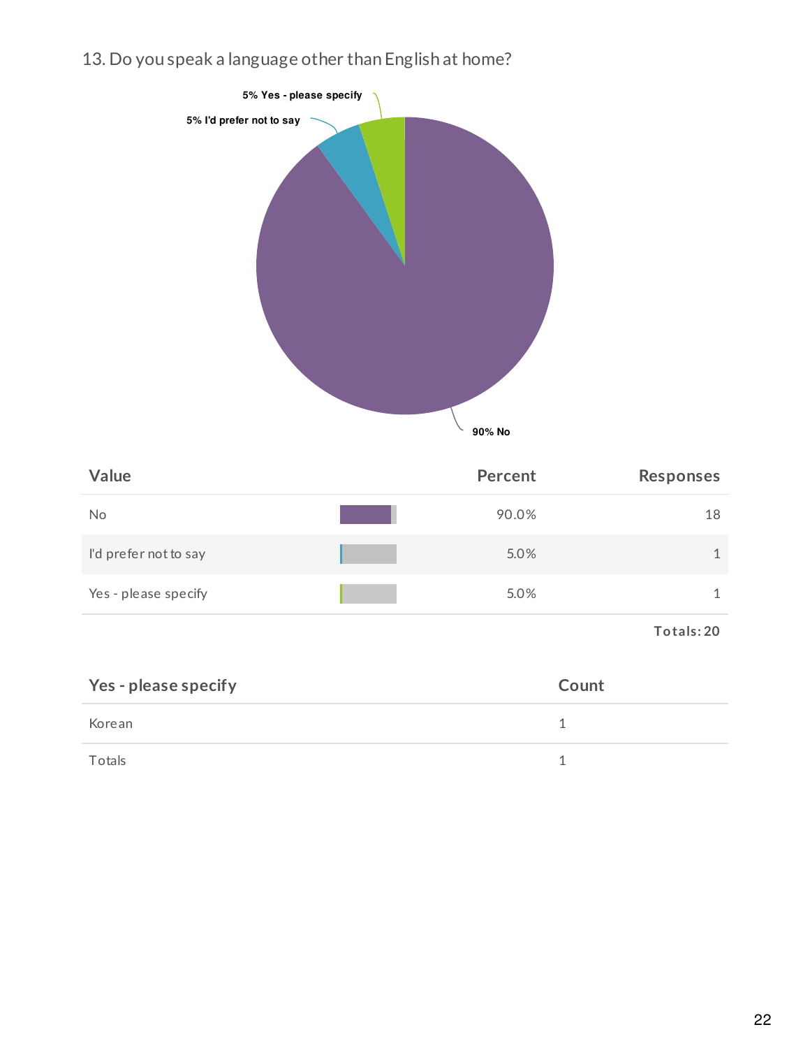## 13. Do you speak a language other than English at home?

| Value | Percent | Responses |
|---|---|---|
| No | 90.0% | 18 |
| I'd prefer not to say | 5.0% | 1 |
| Yes - please specify | 5.0% | 1 |
| | | Totals: 20 |

| Yes - please specify | Count |
|---|---|
| Korean | 1 |
| Totals | 1 |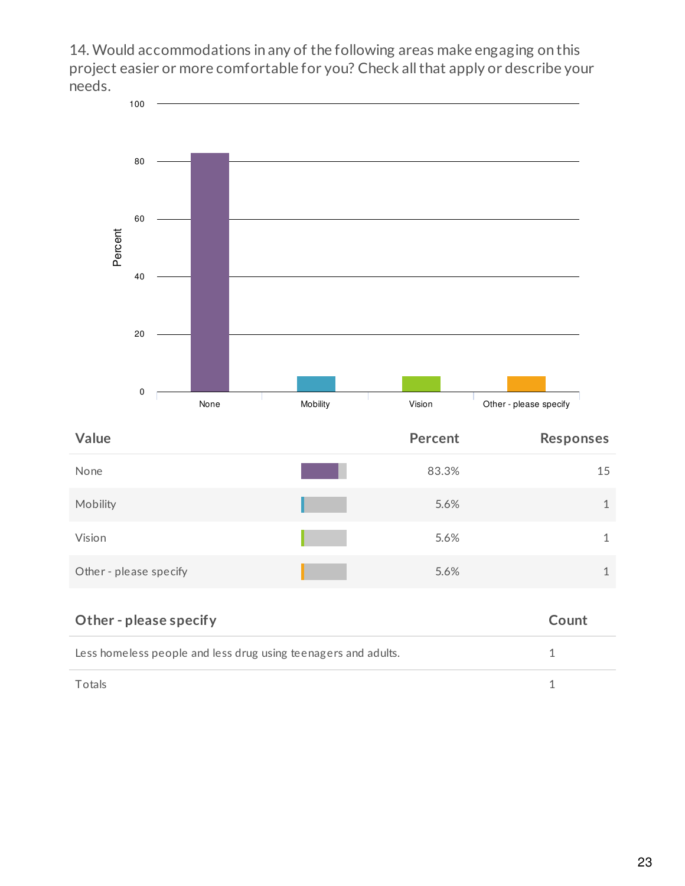14. Would accommodations in any of the following areas make engaging on this project easier or more comfortable for you? Check all that apply or describe your needs.

| Value | Percent | Responses |
|---|---|---|
| None | 83.3% | 15 |
| Mobility | 5.6% | 1 |
| Vision | 5.6% | 1 |
| Other - please specify | 5.6% | 1 |

| Other - please specify | Count |
|---|---|
| Less homeless people and less drug using teenagers and adults. | 1 |
| Totals | 1 |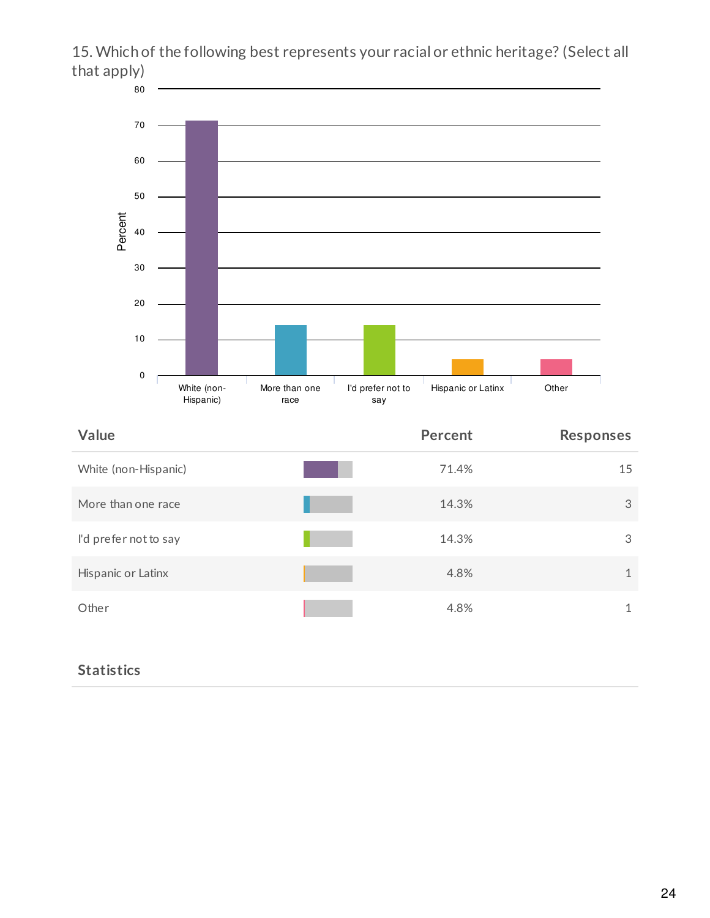15. Which of the following best represents your racial or ethnic heritage? (Select all that apply)

| Value | Percent | Responses |
| --- | --- | --- |
| White (non-Hispanic) | 71.4% | 15 |
| More than one race | 14.3% | 3 |
| I'd prefer not to say | 14.3% | 3 |
| Hispanic or Latinx | 4.8% | 1 |
| Other | 4.8% | 1 |

**Statistics**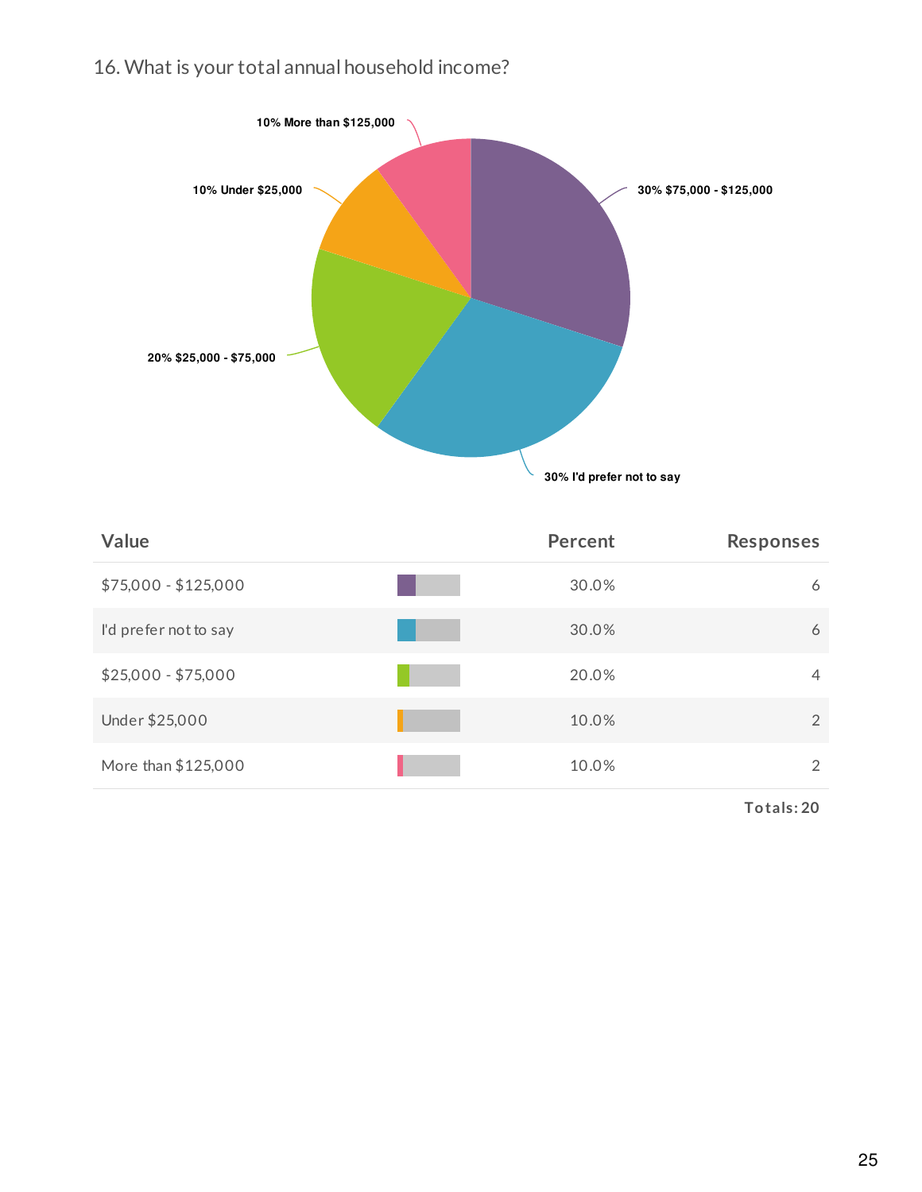16. What is your total annual household income?

10% More than $125,000

10% Under $25,000

30% $75,000 - $125,000

20% $25,000 - $75,000

30% I'd prefer not to say

| Value | Percent | Responses |
| --- | --- | --- |
| $75,000 - $125,000 | 30.0% | 6 |
| I'd prefer not to say | 30.0% | 6 |
| $25,000 - $75,000 | 20.0% | 4 |
| Under $25,000 | 10.0% | 2 |
| More than $125,000 | 10.0% | 2 |

**Totals: 20**